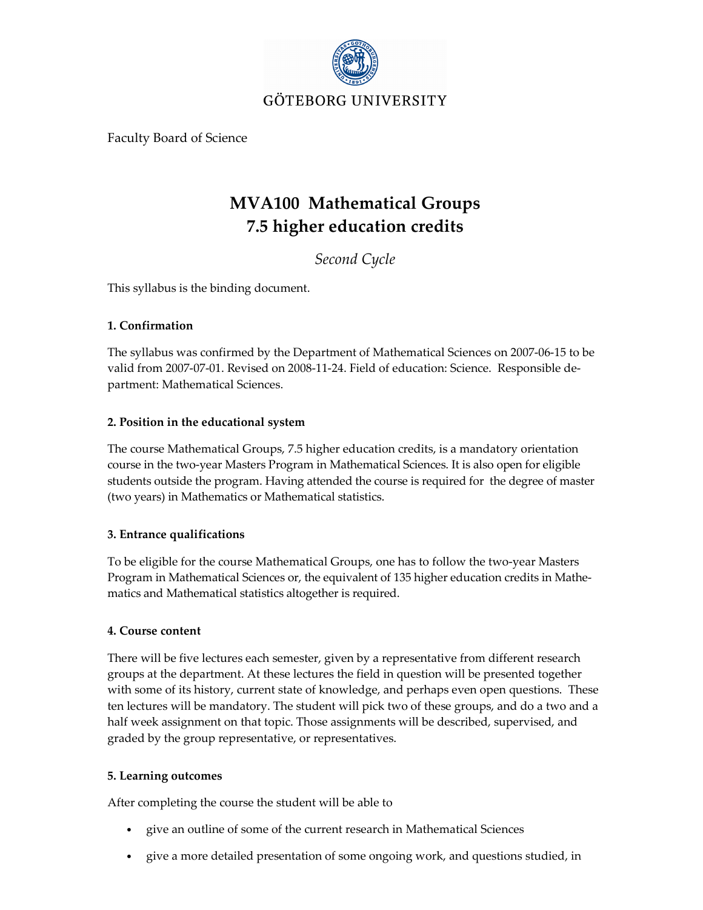GÖTEBORG UNIVERSITY

Faculty Board of Science

# MVA100 Mathematical Groups
# 7.5 higher education credits

*Second Cycle*

This syllabus is the binding document.

### 1. Confirmation

The syllabus was confirmed by the Department of Mathematical Sciences on 2007-06-15 to be valid from 2007-07-01. Revised on 2008-11-24. Field of education: Science. Responsible department: Mathematical Sciences.

### 2. Position in the educational system

The course Mathematical Groups, 7.5 higher education credits, is a mandatory orientation course in the two-year Masters Program in Mathematical Sciences. It is also open for eligible students outside the program. Having attended the course is required for the degree of master (two years) in Mathematics or Mathematical statistics.

### 3. Entrance qualifications

To be eligible for the course Mathematical Groups, one has to follow the two-year Masters Program in Mathematical Sciences or, the equivalent of 135 higher education credits in Mathematics and Mathematical statistics altogether is required.

### 4. Course content

There will be five lectures each semester, given by a representative from different research groups at the department. At these lectures the field in question will be presented together with some of its history, current state of knowledge, and perhaps even open questions. These ten lectures will be mandatory. The student will pick two of these groups, and do a two and a half week assignment on that topic. Those assignments will be described, supervised, and graded by the group representative, or representatives.

### 5. Learning outcomes

After completing the course the student will be able to

- give an outline of some of the current research in Mathematical Sciences
- give a more detailed presentation of some ongoing work, and questions studied, in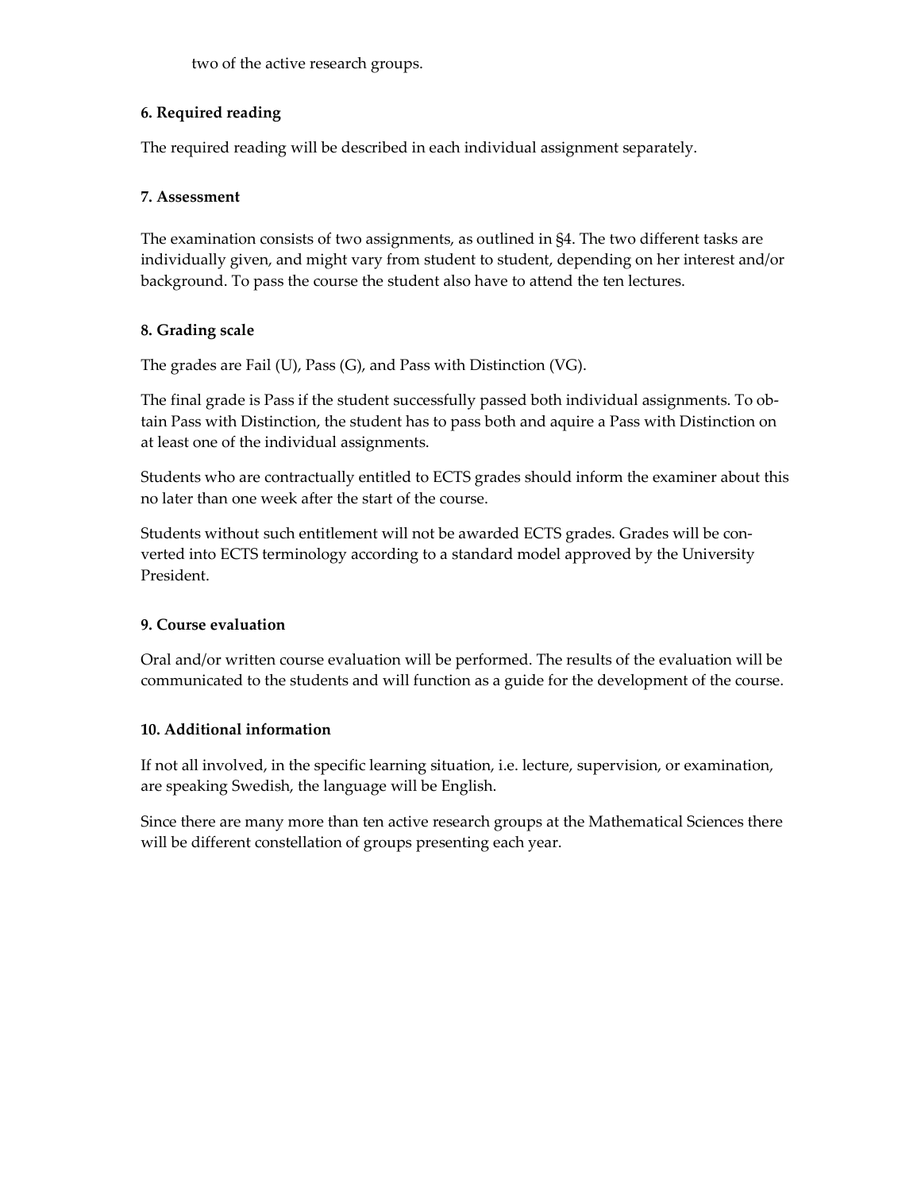two of the active research groups.

**6. Required reading**

The required reading will be described in each individual assignment separately.

**7. Assessment**

The examination consists of two assignments, as outlined in §4. The two different tasks are individually given, and might vary from student to student, depending on her interest and/or background. To pass the course the student also have to attend the ten lectures.

**8. Grading scale**

The grades are Fail (U), Pass (G), and Pass with Distinction (VG).

The final grade is Pass if the student successfully passed both individual assignments. To obtain Pass with Distinction, the student has to pass both and aquire a Pass with Distinction on at least one of the individual assignments.

Students who are contractually entitled to ECTS grades should inform the examiner about this no later than one week after the start of the course.

Students without such entitlement will not be awarded ECTS grades. Grades will be converted into ECTS terminology according to a standard model approved by the University President.

**9. Course evaluation**

Oral and/or written course evaluation will be performed. The results of the evaluation will be communicated to the students and will function as a guide for the development of the course.

**10. Additional information**

If not all involved, in the specific learning situation, i.e. lecture, supervision, or examination, are speaking Swedish, the language will be English.

Since there are many more than ten active research groups at the Mathematical Sciences there will be different constellation of groups presenting each year.